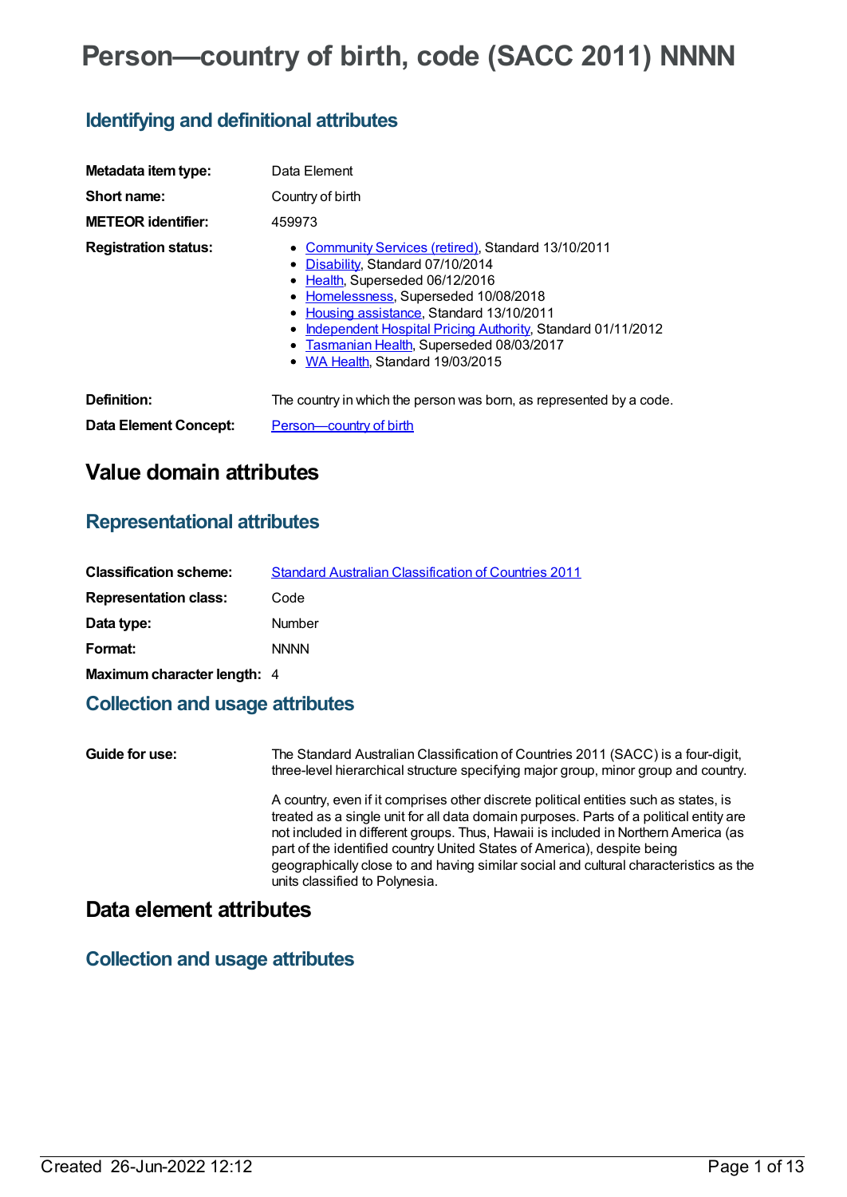# Person—country of birth, code (SACC 2011) NNNN

## Identifying and definitional attributes

| | |
|---|---|
| **Metadata item type:** | Data Element |
| **Short name:** | Country of birth |
| **METEOR identifier:** | 459973 |
| **Registration status:** | • Community Services (retired), Standard 13/10/2011<br>• Disability, Standard 07/10/2014<br>• Health, Superseded 06/12/2016<br>• Homelessness, Superseded 10/08/2018<br>• Housing assistance, Standard 13/10/2011<br>• Independent Hospital Pricing Authority, Standard 01/11/2012<br>• Tasmanian Health, Superseded 08/03/2017<br>• WA Health, Standard 19/03/2015 |
| **Definition:** | The country in which the person was born, as represented by a code. |
| **Data Element Concept:** | Person—country of birth |

## Value domain attributes

### Representational attributes

| | |
|---|---|
| **Classification scheme:** | Standard Australian Classification of Countries 2011 |
| **Representation class:** | Code |
| **Data type:** | Number |
| **Format:** | NNNN |
| **Maximum character length:** | 4 |

### Collection and usage attributes

**Guide for use:**

The Standard Australian Classification of Countries 2011 (SACC) is a four-digit, three-level hierarchical structure specifying major group, minor group and country.

A country, even if it comprises other discrete political entities such as states, is treated as a single unit for all data domain purposes. Parts of a political entity are not included in different groups. Thus, Hawaii is included in Northern America (as part of the identified country United States of America), despite being geographically close to and having similar social and cultural characteristics as the units classified to Polynesia.

## Data element attributes

### Collection and usage attributes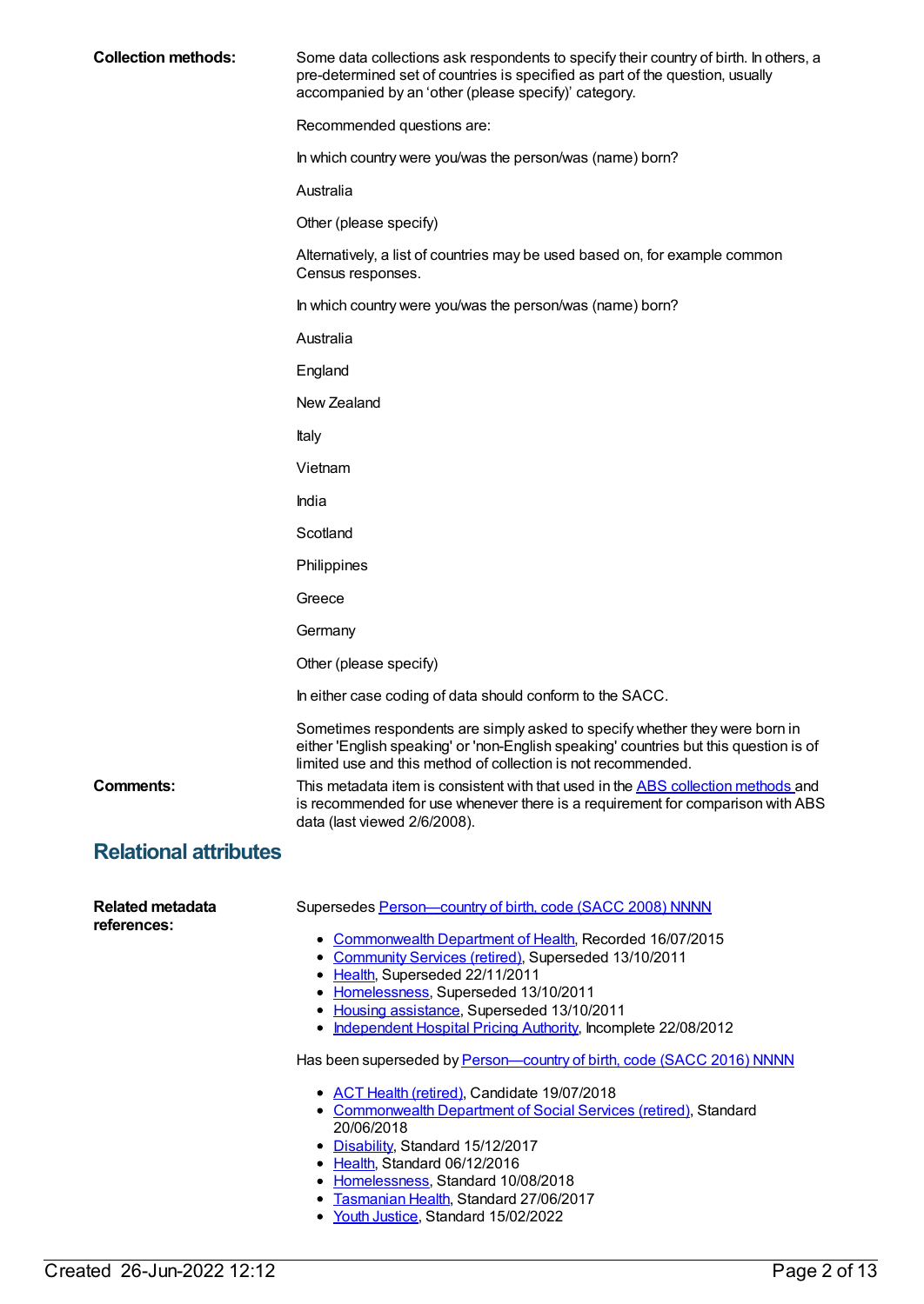**Collection methods:** Some data collections ask respondents to specify their country of birth. In others, a pre-determined set of countries is specified as part of the question, usually accompanied by an 'other (please specify)' category.

Recommended questions are:

In which country were you/was the person/was (name) born?

Australia

Other (please specify)

Alternatively, a list of countries may be used based on, for example common Census responses.

In which country were you/was the person/was (name) born?

Australia

England

New Zealand

Italy

Vietnam

India

Scotland

Philippines

Greece

Germany

Other (please specify)

In either case coding of data should conform to the SACC.

Sometimes respondents are simply asked to specify whether they were born in either 'English speaking' or 'non-English speaking' countries but this question is of limited use and this method of collection is not recommended.

**Comments:** This metadata item is consistent with that used in the ABS collection methods and is recommended for use whenever there is a requirement for comparison with ABS data (last viewed 2/6/2008).

## Relational attributes

**Related metadata references:**

Supersedes Person—country of birth, code (SACC 2008) NNNN

- Commonwealth Department of Health, Recorded 16/07/2015
- Community Services (retired), Superseded 13/10/2011
- Health, Superseded 22/11/2011
- Homelessness, Superseded 13/10/2011
- Housing assistance, Superseded 13/10/2011
- Independent Hospital Pricing Authority, Incomplete 22/08/2012

Has been superseded by Person—country of birth, code (SACC 2016) NNNN

- ACT Health (retired), Candidate 19/07/2018
- Commonwealth Department of Social Services (retired), Standard 20/06/2018
- Disability, Standard 15/12/2017
- Health, Standard 06/12/2016
- Homelessness, Standard 10/08/2018
- Tasmanian Health, Standard 27/06/2017
- Youth Justice, Standard 15/02/2022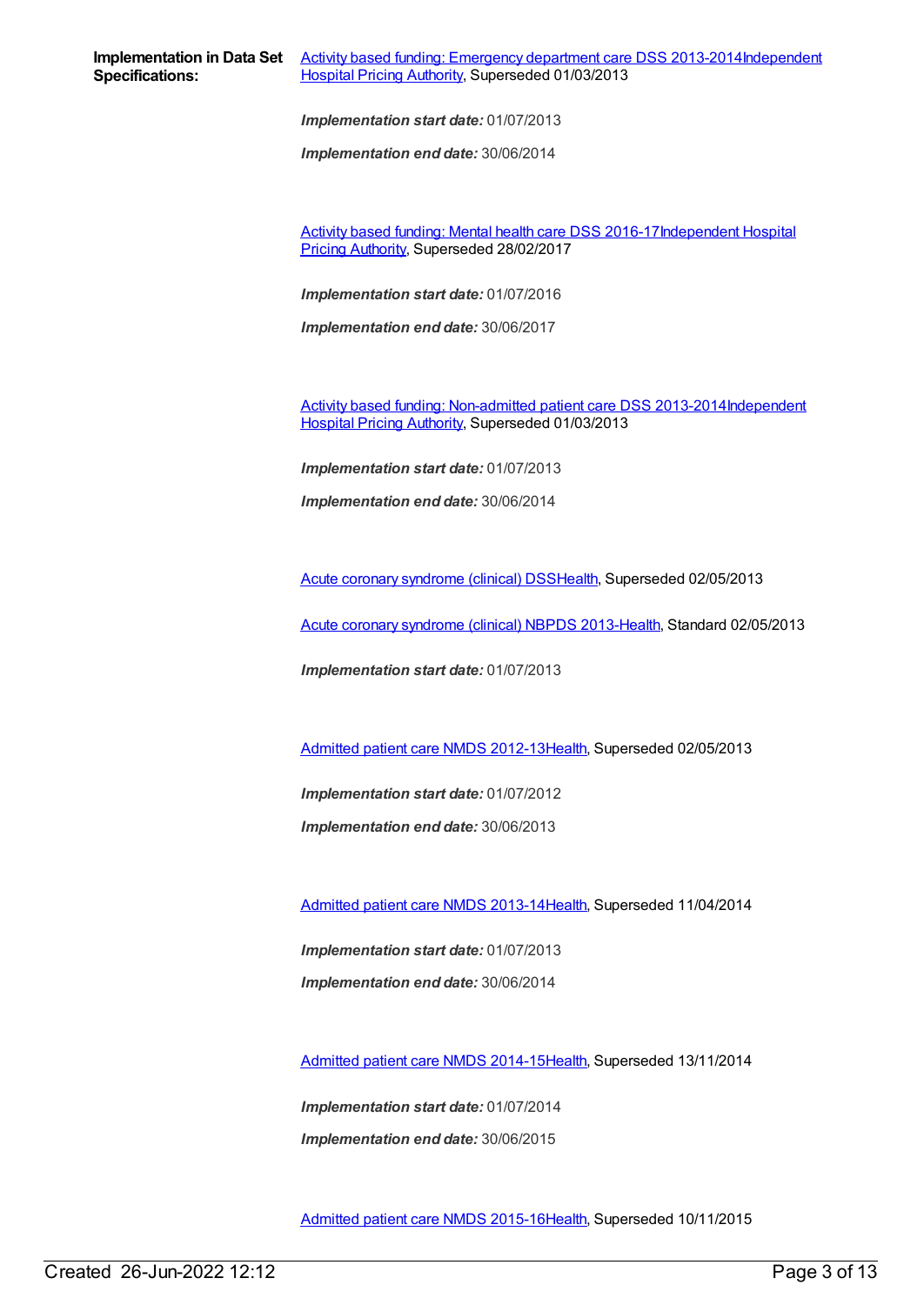**Implementation in Data Set Specifications:**

Activity based funding: Emergency department care DSS 2013-2014Independent Hospital Pricing Authority, Superseded 01/03/2013

***Implementation start date:*** 01/07/2013

***Implementation end date:*** 30/06/2014

Activity based funding: Mental health care DSS 2016-17Independent Hospital Pricing Authority, Superseded 28/02/2017

***Implementation start date:*** 01/07/2016

***Implementation end date:*** 30/06/2017

Activity based funding: Non-admitted patient care DSS 2013-2014Independent Hospital Pricing Authority, Superseded 01/03/2013

***Implementation start date:*** 01/07/2013

***Implementation end date:*** 30/06/2014

Acute coronary syndrome (clinical) DSSHealth, Superseded 02/05/2013

Acute coronary syndrome (clinical) NBPDS 2013-Health, Standard 02/05/2013

***Implementation start date:*** 01/07/2013

Admitted patient care NMDS 2012-13Health, Superseded 02/05/2013

***Implementation start date:*** 01/07/2012

***Implementation end date:*** 30/06/2013

Admitted patient care NMDS 2013-14Health, Superseded 11/04/2014

***Implementation start date:*** 01/07/2013

***Implementation end date:*** 30/06/2014

Admitted patient care NMDS 2014-15Health, Superseded 13/11/2014

***Implementation start date:*** 01/07/2014

***Implementation end date:*** 30/06/2015

Admitted patient care NMDS 2015-16Health, Superseded 10/11/2015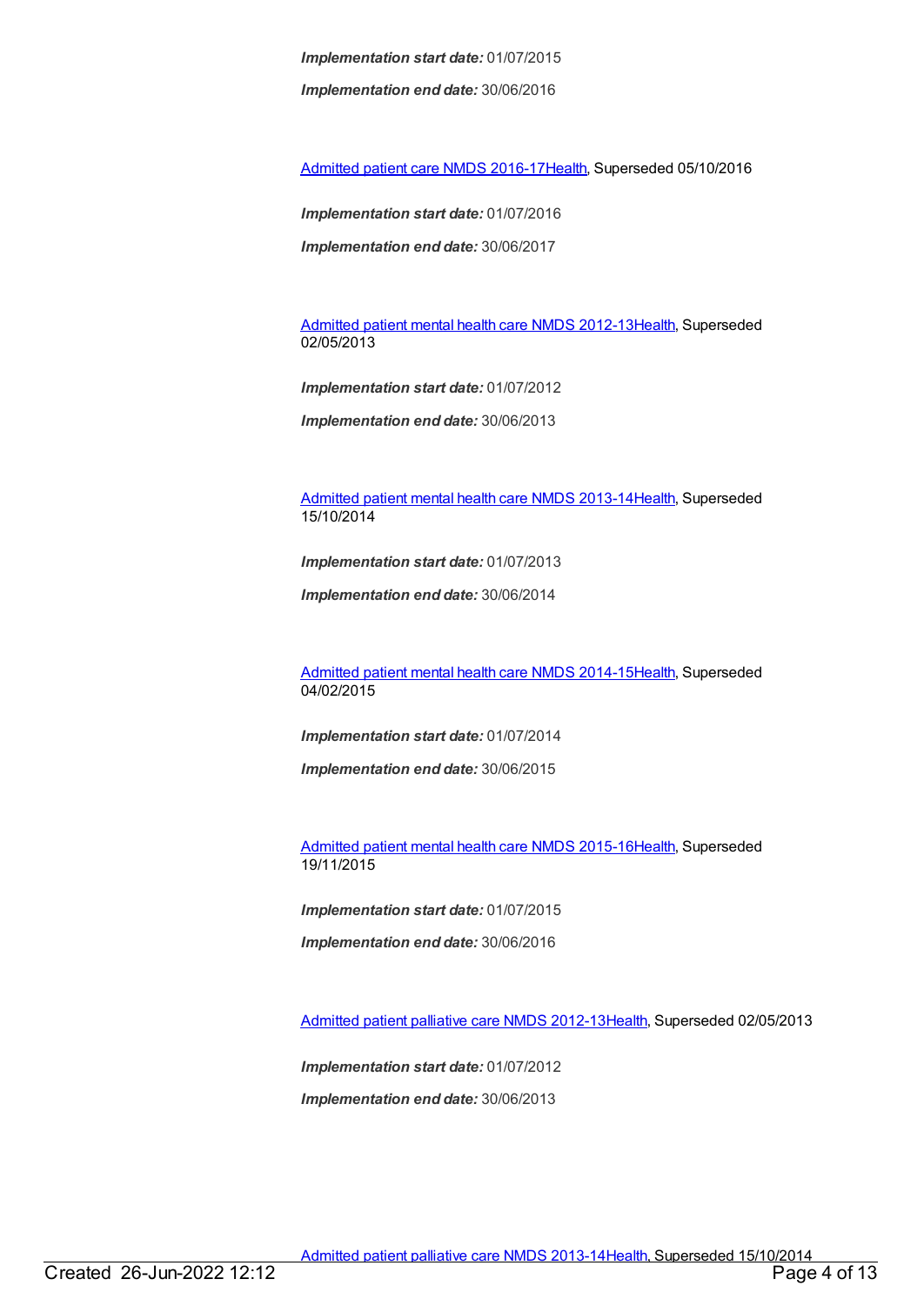***Implementation start date:*** 01/07/2015

***Implementation end date:*** 30/06/2016

Admitted patient care NMDS 2016-17Health, Superseded 05/10/2016

***Implementation start date:*** 01/07/2016

***Implementation end date:*** 30/06/2017

Admitted patient mental health care NMDS 2012-13Health, Superseded 02/05/2013

***Implementation start date:*** 01/07/2012

***Implementation end date:*** 30/06/2013

Admitted patient mental health care NMDS 2013-14Health, Superseded 15/10/2014

***Implementation start date:*** 01/07/2013

***Implementation end date:*** 30/06/2014

Admitted patient mental health care NMDS 2014-15Health, Superseded 04/02/2015

***Implementation start date:*** 01/07/2014

***Implementation end date:*** 30/06/2015

Admitted patient mental health care NMDS 2015-16Health, Superseded 19/11/2015

***Implementation start date:*** 01/07/2015

***Implementation end date:*** 30/06/2016

Admitted patient palliative care NMDS 2012-13Health, Superseded 02/05/2013

***Implementation start date:*** 01/07/2012

***Implementation end date:*** 30/06/2013

Admitted patient palliative care NMDS 2013-14Health, Superseded 15/10/2014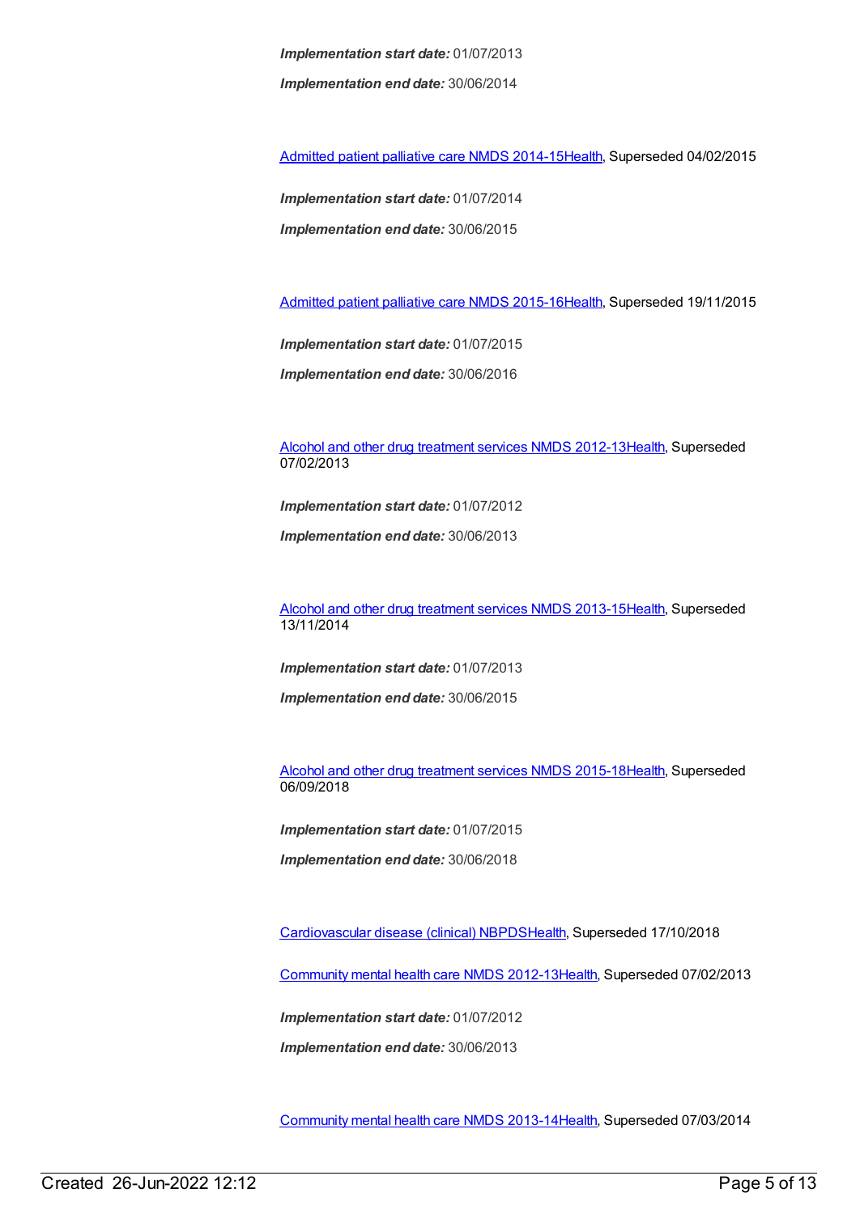***Implementation start date:*** 01/07/2013

***Implementation end date:*** 30/06/2014

Admitted patient palliative care NMDS 2014-15Health, Superseded 04/02/2015

***Implementation start date:*** 01/07/2014

***Implementation end date:*** 30/06/2015

Admitted patient palliative care NMDS 2015-16Health, Superseded 19/11/2015

***Implementation start date:*** 01/07/2015

***Implementation end date:*** 30/06/2016

Alcohol and other drug treatment services NMDS 2012-13Health, Superseded 07/02/2013

***Implementation start date:*** 01/07/2012

***Implementation end date:*** 30/06/2013

Alcohol and other drug treatment services NMDS 2013-15Health, Superseded 13/11/2014

***Implementation start date:*** 01/07/2013

***Implementation end date:*** 30/06/2015

Alcohol and other drug treatment services NMDS 2015-18Health, Superseded 06/09/2018

***Implementation start date:*** 01/07/2015

***Implementation end date:*** 30/06/2018

Cardiovascular disease (clinical) NBPDSHealth, Superseded 17/10/2018

Community mental health care NMDS 2012-13Health, Superseded 07/02/2013

***Implementation start date:*** 01/07/2012

***Implementation end date:*** 30/06/2013

Community mental health care NMDS 2013-14Health, Superseded 07/03/2014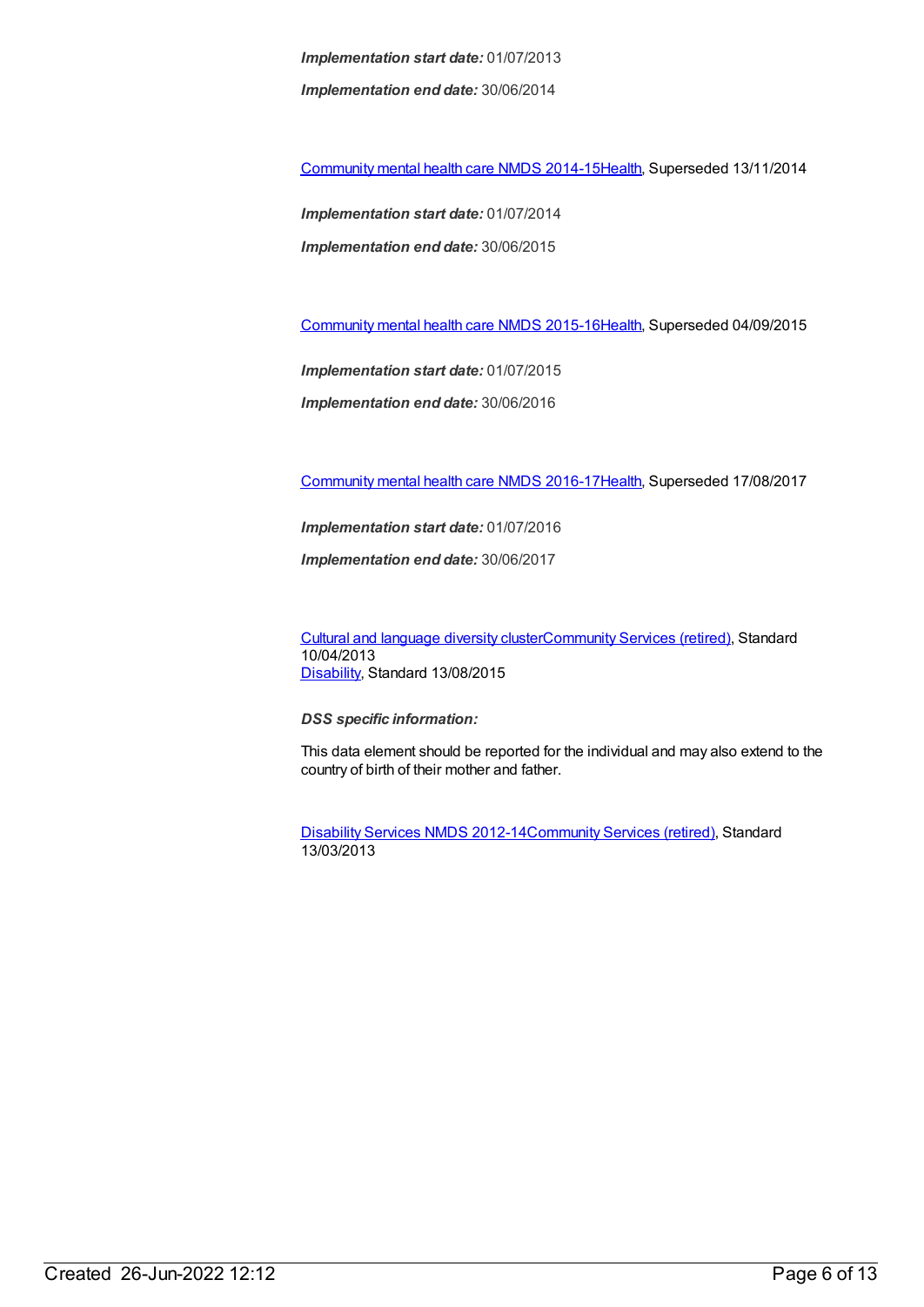***Implementation start date:*** 01/07/2013

***Implementation end date:*** 30/06/2014

Community mental health care NMDS 2014-15Health, Superseded 13/11/2014

***Implementation start date:*** 01/07/2014

***Implementation end date:*** 30/06/2015

Community mental health care NMDS 2015-16Health, Superseded 04/09/2015

***Implementation start date:*** 01/07/2015

***Implementation end date:*** 30/06/2016

Community mental health care NMDS 2016-17Health, Superseded 17/08/2017

***Implementation start date:*** 01/07/2016

***Implementation end date:*** 30/06/2017

Cultural and language diversity clusterCommunity Services (retired), Standard 10/04/2013
Disability, Standard 13/08/2015

***DSS specific information:***

This data element should be reported for the individual and may also extend to the country of birth of their mother and father.

Disability Services NMDS 2012-14Community Services (retired), Standard 13/03/2013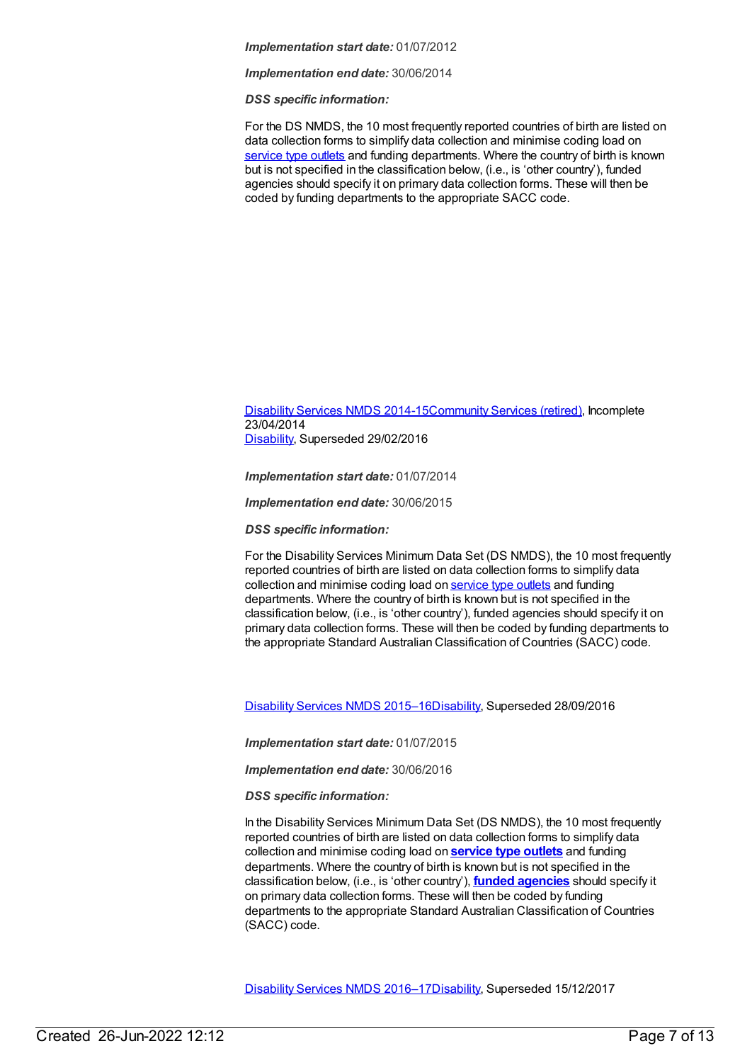***Implementation start date:*** 01/07/2012

***Implementation end date:*** 30/06/2014

***DSS specific information:***

For the DS NMDS, the 10 most frequently reported countries of birth are listed on data collection forms to simplify data collection and minimise coding load on service type outlets and funding departments. Where the country of birth is known but is not specified in the classification below, (i.e., is 'other country'), funded agencies should specify it on primary data collection forms. These will then be coded by funding departments to the appropriate SACC code.

Disability Services NMDS 2014-15Community Services (retired), Incomplete 23/04/2014
Disability, Superseded 29/02/2016

***Implementation start date:*** 01/07/2014

***Implementation end date:*** 30/06/2015

***DSS specific information:***

For the Disability Services Minimum Data Set (DS NMDS), the 10 most frequently reported countries of birth are listed on data collection forms to simplify data collection and minimise coding load on service type outlets and funding departments. Where the country of birth is known but is not specified in the classification below, (i.e., is 'other country'), funded agencies should specify it on primary data collection forms. These will then be coded by funding departments to the appropriate Standard Australian Classification of Countries (SACC) code.

Disability Services NMDS 2015–16Disability, Superseded 28/09/2016

***Implementation start date:*** 01/07/2015

***Implementation end date:*** 30/06/2016

***DSS specific information:***

In the Disability Services Minimum Data Set (DS NMDS), the 10 most frequently reported countries of birth are listed on data collection forms to simplify data collection and minimise coding load on **service type outlets** and funding departments. Where the country of birth is known but is not specified in the classification below, (i.e., is 'other country'), **funded agencies** should specify it on primary data collection forms. These will then be coded by funding departments to the appropriate Standard Australian Classification of Countries (SACC) code.

Disability Services NMDS 2016–17Disability, Superseded 15/12/2017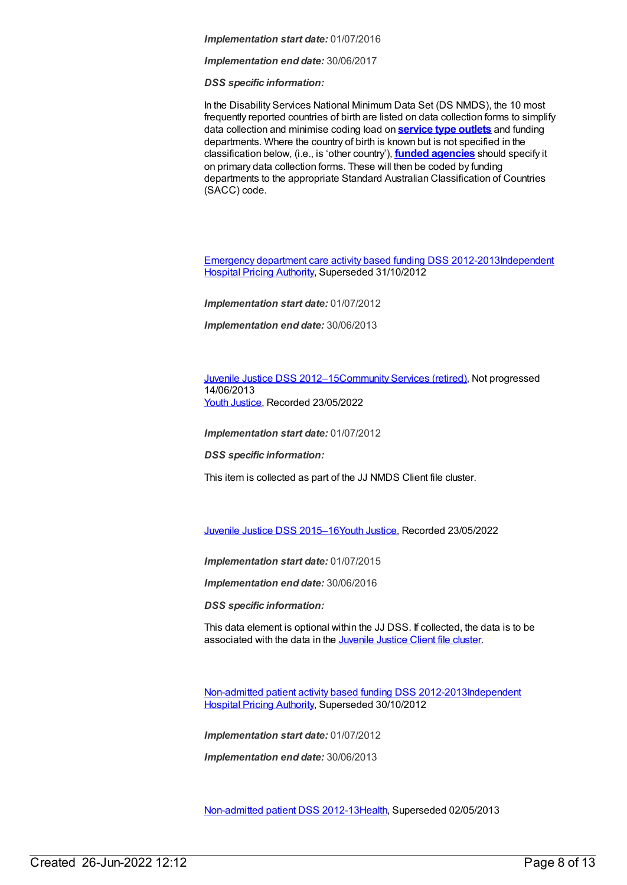***Implementation start date:*** 01/07/2016

***Implementation end date:*** 30/06/2017

***DSS specific information:***

In the Disability Services National Minimum Data Set (DS NMDS), the 10 most frequently reported countries of birth are listed on data collection forms to simplify data collection and minimise coding load on **service type outlets** and funding departments. Where the country of birth is known but is not specified in the classification below, (i.e., is 'other country'), **funded agencies** should specify it on primary data collection forms. These will then be coded by funding departments to the appropriate Standard Australian Classification of Countries (SACC) code.

Emergency department care activity based funding DSS 2012-2013Independent Hospital Pricing Authority, Superseded 31/10/2012

***Implementation start date:*** 01/07/2012

***Implementation end date:*** 30/06/2013

Juvenile Justice DSS 2012–15Community Services (retired), Not progressed 14/06/2013
Youth Justice, Recorded 23/05/2022

***Implementation start date:*** 01/07/2012

***DSS specific information:***

This item is collected as part of the JJ NMDS Client file cluster.

Juvenile Justice DSS 2015–16Youth Justice, Recorded 23/05/2022

***Implementation start date:*** 01/07/2015

***Implementation end date:*** 30/06/2016

***DSS specific information:***

This data element is optional within the JJ DSS. If collected, the data is to be associated with the data in the Juvenile Justice Client file cluster.

Non-admitted patient activity based funding DSS 2012-2013Independent Hospital Pricing Authority, Superseded 30/10/2012

***Implementation start date:*** 01/07/2012

***Implementation end date:*** 30/06/2013

Non-admitted patient DSS 2012-13Health, Superseded 02/05/2013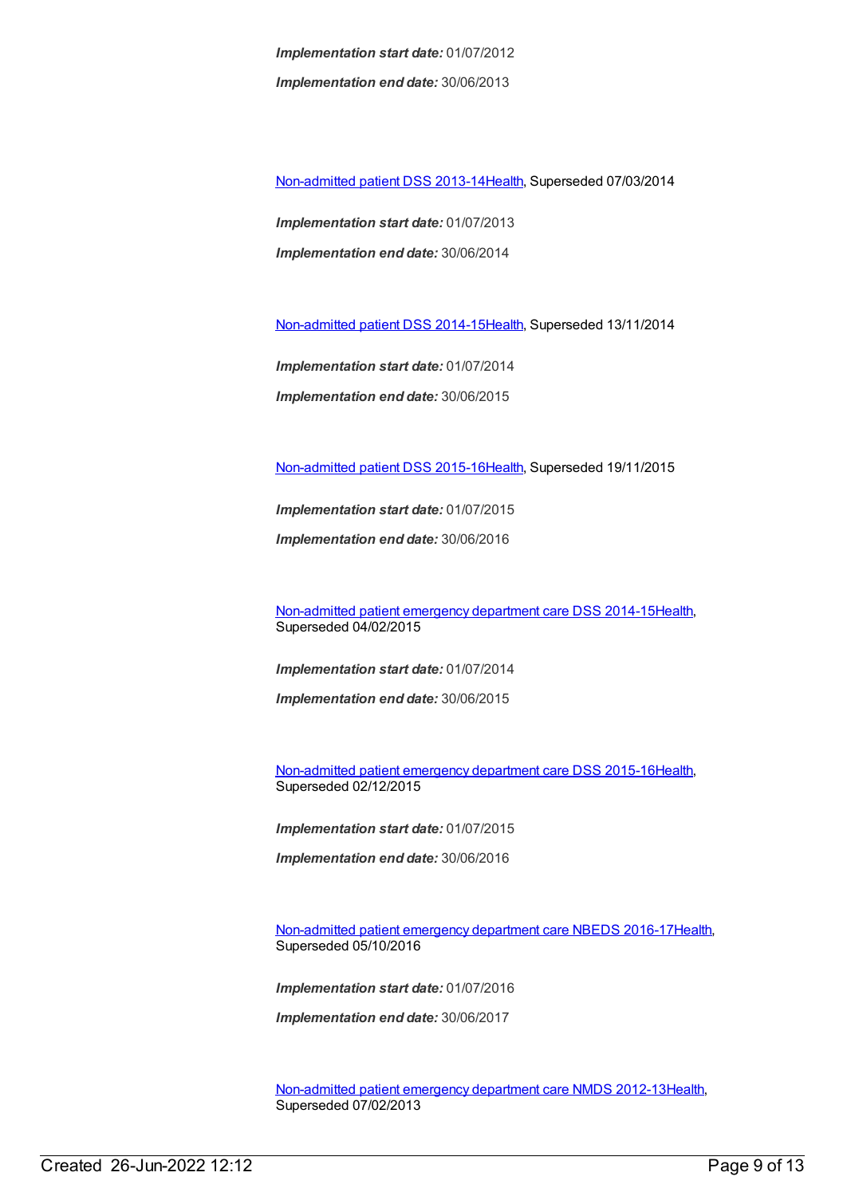***Implementation start date:*** 01/07/2012

***Implementation end date:*** 30/06/2013

Non-admitted patient DSS 2013-14Health, Superseded 07/03/2014

***Implementation start date:*** 01/07/2013

***Implementation end date:*** 30/06/2014

Non-admitted patient DSS 2014-15Health, Superseded 13/11/2014

***Implementation start date:*** 01/07/2014

***Implementation end date:*** 30/06/2015

Non-admitted patient DSS 2015-16Health, Superseded 19/11/2015

***Implementation start date:*** 01/07/2015

***Implementation end date:*** 30/06/2016

Non-admitted patient emergency department care DSS 2014-15Health, Superseded 04/02/2015

***Implementation start date:*** 01/07/2014

***Implementation end date:*** 30/06/2015

Non-admitted patient emergency department care DSS 2015-16Health, Superseded 02/12/2015

***Implementation start date:*** 01/07/2015

***Implementation end date:*** 30/06/2016

Non-admitted patient emergency department care NBEDS 2016-17Health, Superseded 05/10/2016

***Implementation start date:*** 01/07/2016

***Implementation end date:*** 30/06/2017

Non-admitted patient emergency department care NMDS 2012-13Health, Superseded 07/02/2013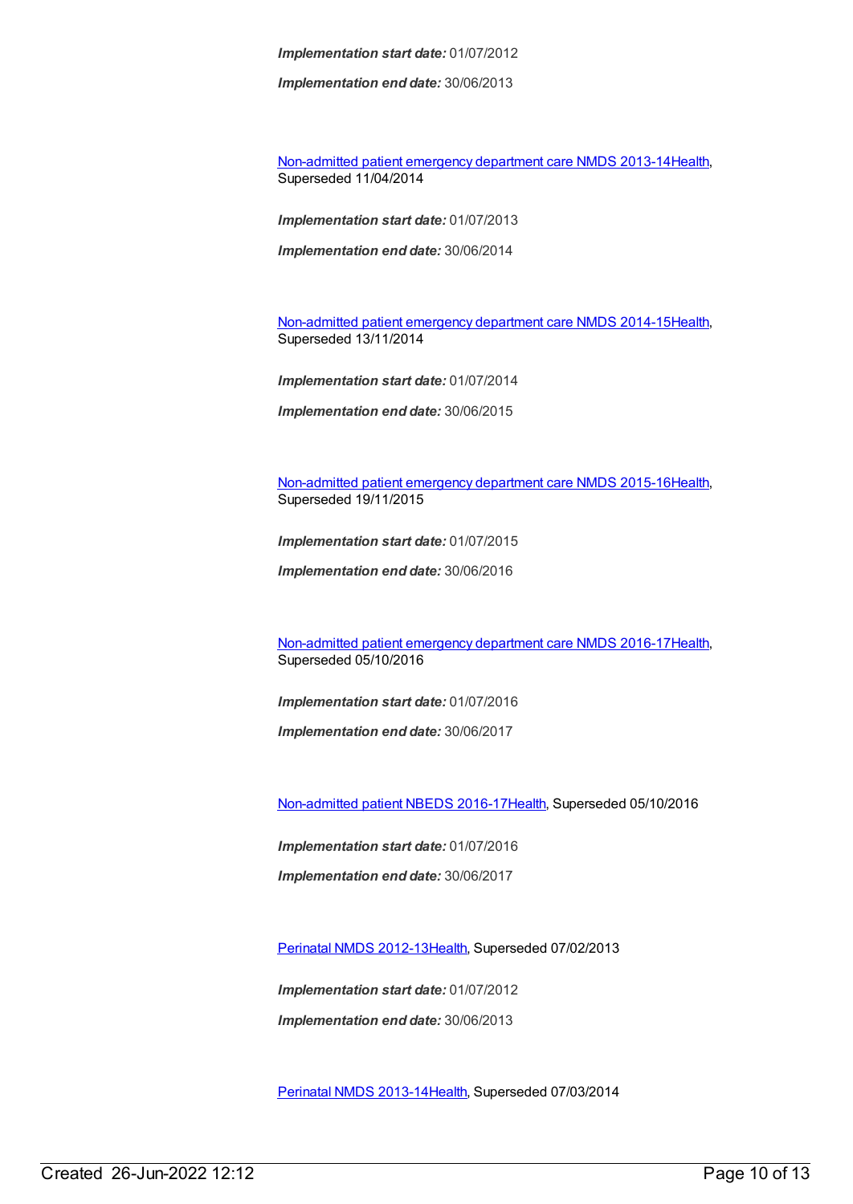*Implementation start date:* 01/07/2012

*Implementation end date:* 30/06/2013

Non-admitted patient emergency department care NMDS 2013-14Health, Superseded 11/04/2014

*Implementation start date:* 01/07/2013

*Implementation end date:* 30/06/2014

Non-admitted patient emergency department care NMDS 2014-15Health, Superseded 13/11/2014

*Implementation start date:* 01/07/2014

*Implementation end date:* 30/06/2015

Non-admitted patient emergency department care NMDS 2015-16Health, Superseded 19/11/2015

*Implementation start date:* 01/07/2015

*Implementation end date:* 30/06/2016

Non-admitted patient emergency department care NMDS 2016-17Health, Superseded 05/10/2016

*Implementation start date:* 01/07/2016

*Implementation end date:* 30/06/2017

Non-admitted patient NBEDS 2016-17Health, Superseded 05/10/2016

*Implementation start date:* 01/07/2016

*Implementation end date:* 30/06/2017

Perinatal NMDS 2012-13Health, Superseded 07/02/2013

*Implementation start date:* 01/07/2012

*Implementation end date:* 30/06/2013

Perinatal NMDS 2013-14Health, Superseded 07/03/2014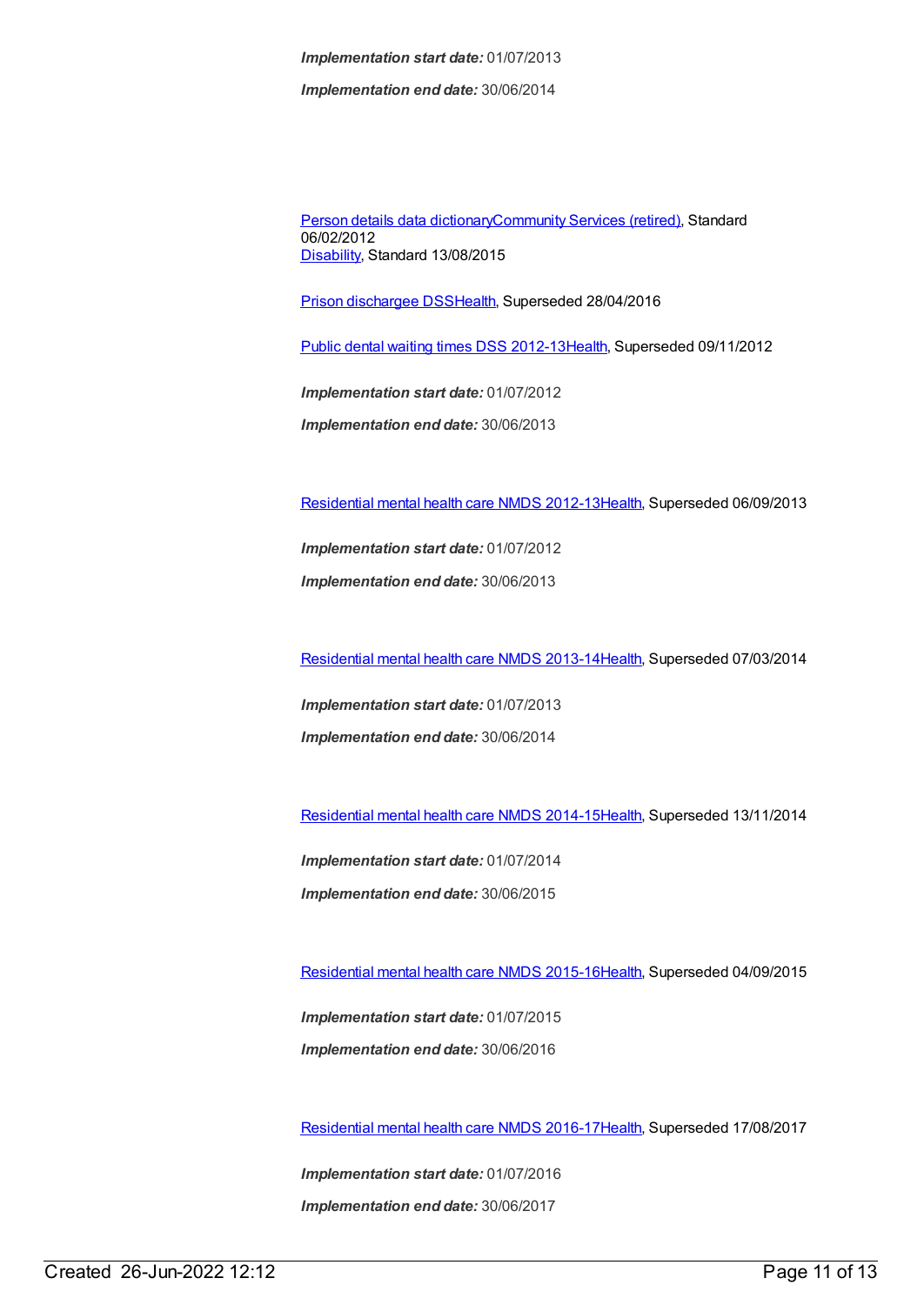***Implementation start date:*** 01/07/2013

***Implementation end date:*** 30/06/2014

Person details data dictionaryCommunity Services (retired), Standard 06/02/2012
Disability, Standard 13/08/2015

Prison dischargee DSSHealth, Superseded 28/04/2016

Public dental waiting times DSS 2012-13Health, Superseded 09/11/2012

***Implementation start date:*** 01/07/2012

***Implementation end date:*** 30/06/2013

Residential mental health care NMDS 2012-13Health, Superseded 06/09/2013

***Implementation start date:*** 01/07/2012

***Implementation end date:*** 30/06/2013

Residential mental health care NMDS 2013-14Health, Superseded 07/03/2014

***Implementation start date:*** 01/07/2013

***Implementation end date:*** 30/06/2014

Residential mental health care NMDS 2014-15Health, Superseded 13/11/2014

***Implementation start date:*** 01/07/2014

***Implementation end date:*** 30/06/2015

Residential mental health care NMDS 2015-16Health, Superseded 04/09/2015

***Implementation start date:*** 01/07/2015

***Implementation end date:*** 30/06/2016

Residential mental health care NMDS 2016-17Health, Superseded 17/08/2017

***Implementation start date:*** 01/07/2016

***Implementation end date:*** 30/06/2017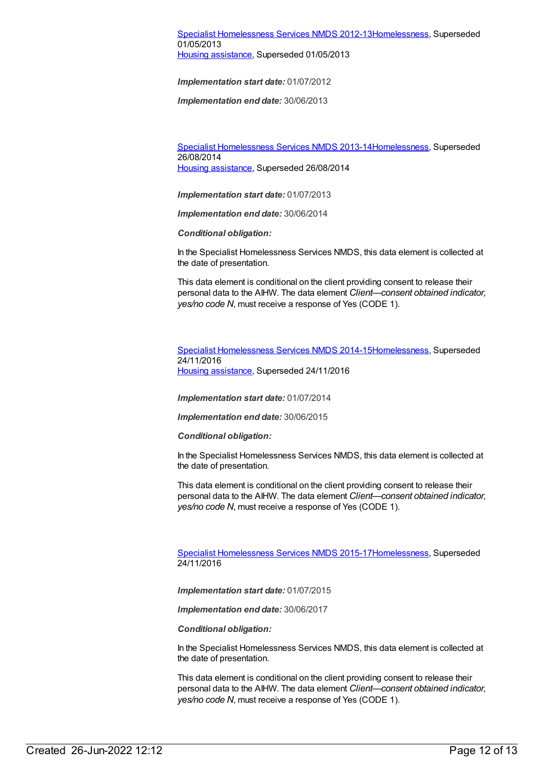Specialist Homelessness Services NMDS 2012-13Homelessness, Superseded 01/05/2013
Housing assistance, Superseded 01/05/2013

***Implementation start date:*** 01/07/2012

***Implementation end date:*** 30/06/2013

Specialist Homelessness Services NMDS 2013-14Homelessness, Superseded 26/08/2014
Housing assistance, Superseded 26/08/2014

***Implementation start date:*** 01/07/2013

***Implementation end date:*** 30/06/2014

***Conditional obligation:***

In the Specialist Homelessness Services NMDS, this data element is collected at the date of presentation.

This data element is conditional on the client providing consent to release their personal data to the AIHW. The data element *Client—consent obtained indicator, yes/no code N*, must receive a response of Yes (CODE 1).

Specialist Homelessness Services NMDS 2014-15Homelessness, Superseded 24/11/2016
Housing assistance, Superseded 24/11/2016

***Implementation start date:*** 01/07/2014

***Implementation end date:*** 30/06/2015

***Conditional obligation:***

In the Specialist Homelessness Services NMDS, this data element is collected at the date of presentation.

This data element is conditional on the client providing consent to release their personal data to the AIHW. The data element *Client—consent obtained indicator, yes/no code N*, must receive a response of Yes (CODE 1).

Specialist Homelessness Services NMDS 2015-17Homelessness, Superseded 24/11/2016

***Implementation start date:*** 01/07/2015

***Implementation end date:*** 30/06/2017

***Conditional obligation:***

In the Specialist Homelessness Services NMDS, this data element is collected at the date of presentation.

This data element is conditional on the client providing consent to release their personal data to the AIHW. The data element *Client—consent obtained indicator, yes/no code N*, must receive a response of Yes (CODE 1).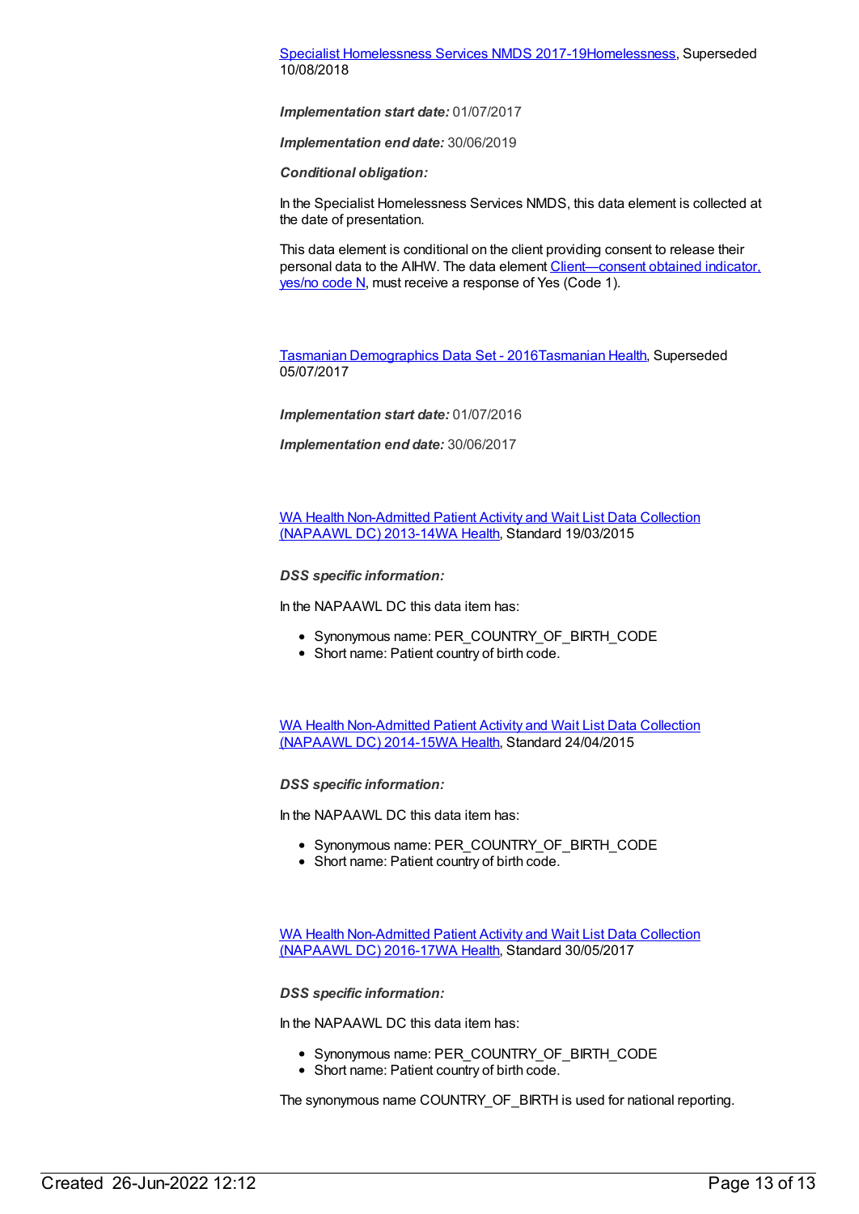Specialist Homelessness Services NMDS 2017-19Homelessness, Superseded 10/08/2018

***Implementation start date:*** 01/07/2017

***Implementation end date:*** 30/06/2019

***Conditional obligation:***

In the Specialist Homelessness Services NMDS, this data element is collected at the date of presentation.

This data element is conditional on the client providing consent to release their personal data to the AIHW. The data element Client—consent obtained indicator, yes/no code N, must receive a response of Yes (Code 1).

Tasmanian Demographics Data Set - 2016Tasmanian Health, Superseded 05/07/2017

***Implementation start date:*** 01/07/2016

***Implementation end date:*** 30/06/2017

WA Health Non-Admitted Patient Activity and Wait List Data Collection (NAPAAWL DC) 2013-14WA Health, Standard 19/03/2015

***DSS specific information:***

In the NAPAAWL DC this data item has:

- Synonymous name: PER_COUNTRY_OF_BIRTH_CODE
- Short name: Patient country of birth code.

WA Health Non-Admitted Patient Activity and Wait List Data Collection (NAPAAWL DC) 2014-15WA Health, Standard 24/04/2015

***DSS specific information:***

In the NAPAAWL DC this data item has:

- Synonymous name: PER_COUNTRY_OF_BIRTH_CODE
- Short name: Patient country of birth code.

WA Health Non-Admitted Patient Activity and Wait List Data Collection (NAPAAWL DC) 2016-17WA Health, Standard 30/05/2017

***DSS specific information:***

In the NAPAAWL DC this data item has:

- Synonymous name: PER_COUNTRY_OF_BIRTH_CODE
- Short name: Patient country of birth code.

The synonymous name COUNTRY_OF_BIRTH is used for national reporting.